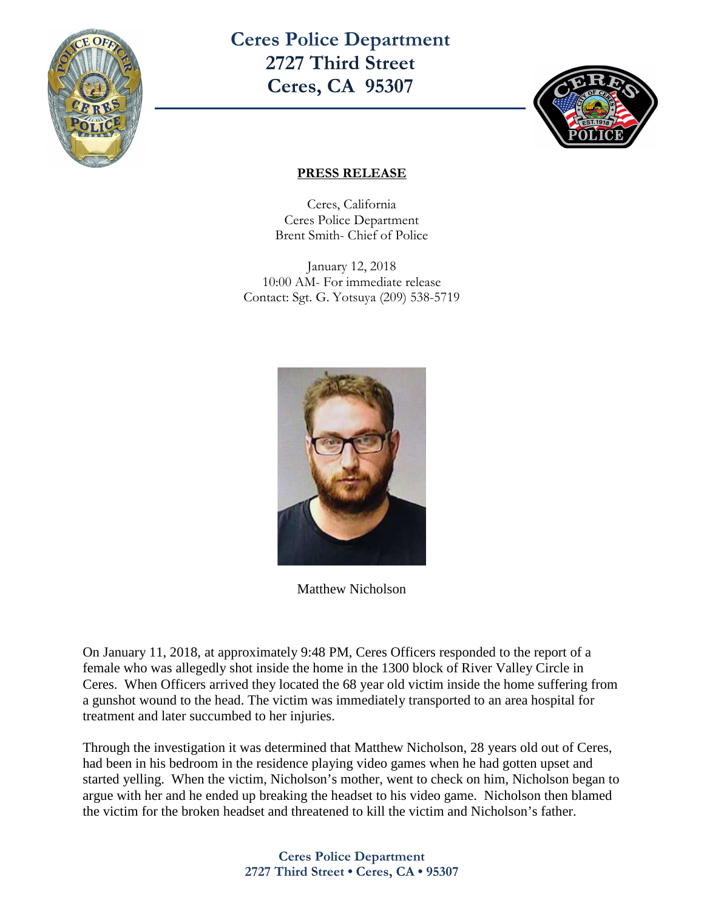# Ceres Police Department
## 2727 Third Street
## Ceres, CA 95307

**PRESS RELEASE**

Ceres, California
Ceres Police Department
Brent Smith- Chief of Police

January 12, 2018
10:00 AM- For immediate release
Contact: Sgt. G. Yotsuya (209) 538-5719

Matthew Nicholson

On January 11, 2018, at approximately 9:48 PM, Ceres Officers responded to the report of a female who was allegedly shot inside the home in the 1300 block of River Valley Circle in Ceres. When Officers arrived they located the 68 year old victim inside the home suffering from a gunshot wound to the head. The victim was immediately transported to an area hospital for treatment and later succumbed to her injuries.

Through the investigation it was determined that Matthew Nicholson, 28 years old out of Ceres, had been in his bedroom in the residence playing video games when he had gotten upset and started yelling. When the victim, Nicholson's mother, went to check on him, Nicholson began to argue with her and he ended up breaking the headset to his video game. Nicholson then blamed the victim for the broken headset and threatened to kill the victim and Nicholson's father.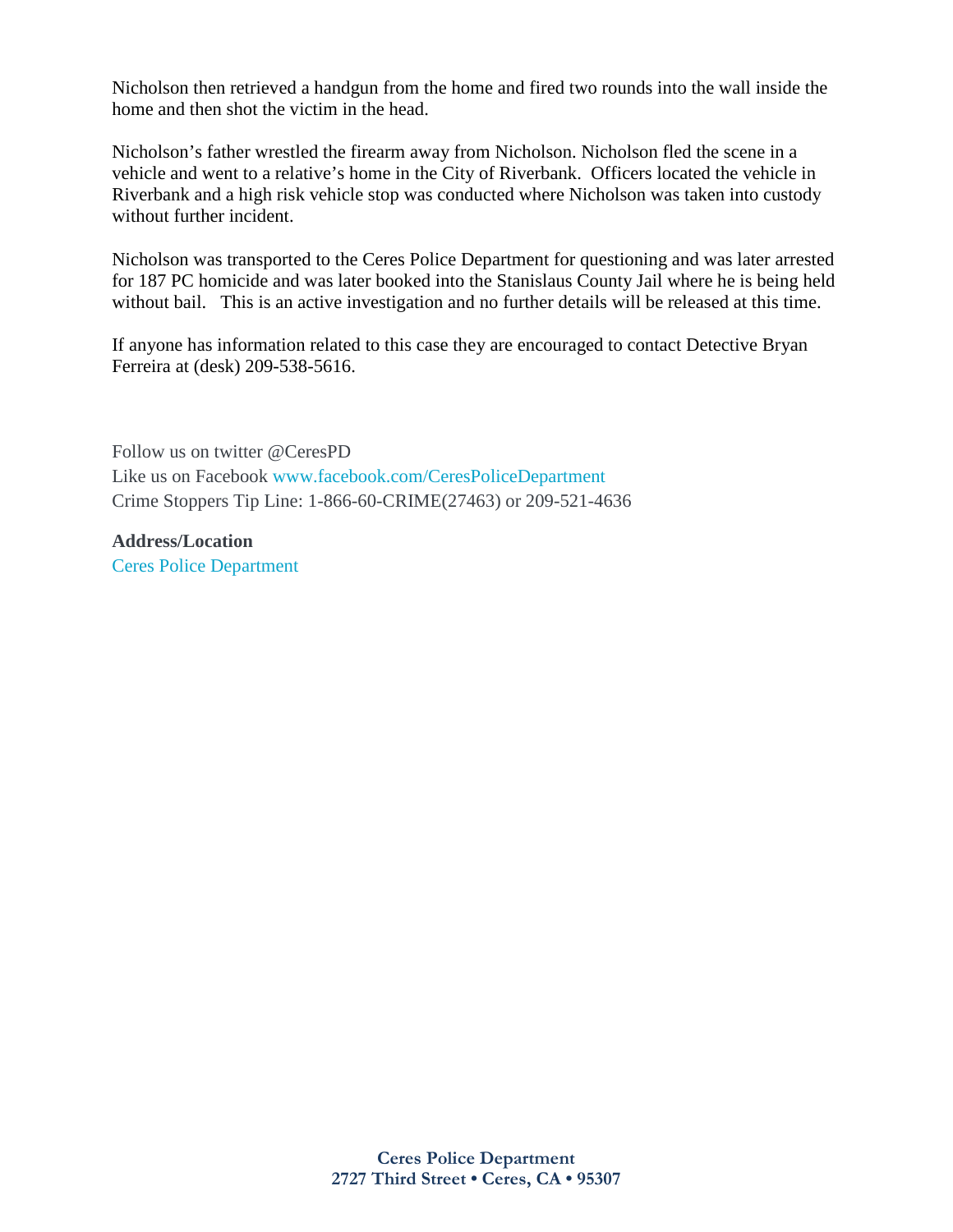Nicholson then retrieved a handgun from the home and fired two rounds into the wall inside the home and then shot the victim in the head.

Nicholson's father wrestled the firearm away from Nicholson. Nicholson fled the scene in a vehicle and went to a relative's home in the City of Riverbank. Officers located the vehicle in Riverbank and a high risk vehicle stop was conducted where Nicholson was taken into custody without further incident.

Nicholson was transported to the Ceres Police Department for questioning and was later arrested for 187 PC homicide and was later booked into the Stanislaus County Jail where he is being held without bail. This is an active investigation and no further details will be released at this time.

If anyone has information related to this case they are encouraged to contact Detective Bryan Ferreira at (desk) 209-538-5616.

Follow us on twitter @CeresPD
Like us on Facebook www.facebook.com/CeresPoliceDepartment
Crime Stoppers Tip Line: 1-866-60-CRIME(27463) or 209-521-4636

**Address/Location**
Ceres Police Department

**Ceres Police Department**
**2727 Third Street • Ceres, CA • 95307**